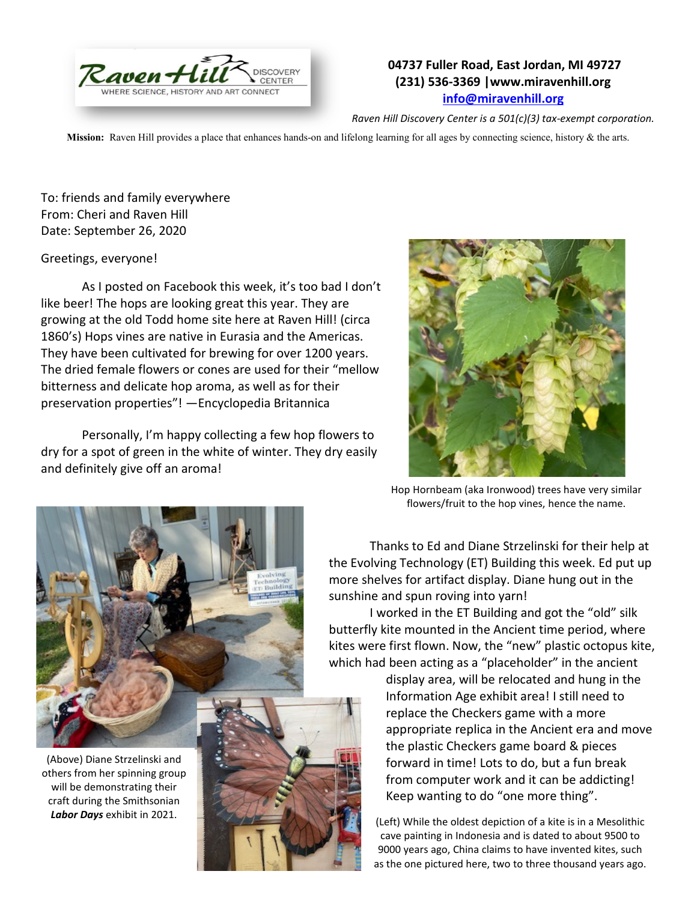Raven Hill DISCOVERY CENTER
WHERE SCIENCE, HISTORY AND ART CONNECT

**04737 Fuller Road, East Jordan, MI 49727**
**(231) 536-3369 |www.miravenhill.org**
**info@miravenhill.org**

*Raven Hill Discovery Center is a 501(c)(3) tax-exempt corporation.*

**Mission:** Raven Hill provides a place that enhances hands-on and lifelong learning for all ages by connecting science, history & the arts.

To: friends and family everywhere
From: Cheri and Raven Hill
Date: September 26, 2020

Greetings, everyone!

As I posted on Facebook this week, it's too bad I don't like beer! The hops are looking great this year. They are growing at the old Todd home site here at Raven Hill! (circa 1860's) Hops vines are native in Eurasia and the Americas. They have been cultivated for brewing for over 1200 years. The dried female flowers or cones are used for their "mellow bitterness and delicate hop aroma, as well as for their preservation properties"! —Encyclopedia Britannica

Personally, I'm happy collecting a few hop flowers to dry for a spot of green in the white of winter. They dry easily and definitely give off an aroma!

Hop Hornbeam (aka Ironwood) trees have very similar flowers/fruit to the hop vines, hence the name.

Thanks to Ed and Diane Strzelinski for their help at the Evolving Technology (ET) Building this week. Ed put up more shelves for artifact display. Diane hung out in the sunshine and spun roving into yarn!

I worked in the ET Building and got the "old" silk butterfly kite mounted in the Ancient time period, where kites were first flown. Now, the "new" plastic octopus kite, which had been acting as a "placeholder" in the ancient display area, will be relocated and hung in the Information Age exhibit area! I still need to replace the Checkers game with a more appropriate replica in the Ancient era and move the plastic Checkers game board & pieces forward in time! Lots to do, but a fun break from computer work and it can be addicting! Keep wanting to do "one more thing".

(Above) Diane Strzelinski and others from her spinning group will be demonstrating their craft during the Smithsonian ***Labor Days*** exhibit in 2021.

(Left) While the oldest depiction of a kite is in a Mesolithic cave painting in Indonesia and is dated to about 9500 to 9000 years ago, China claims to have invented kites, such as the one pictured here, two to three thousand years ago.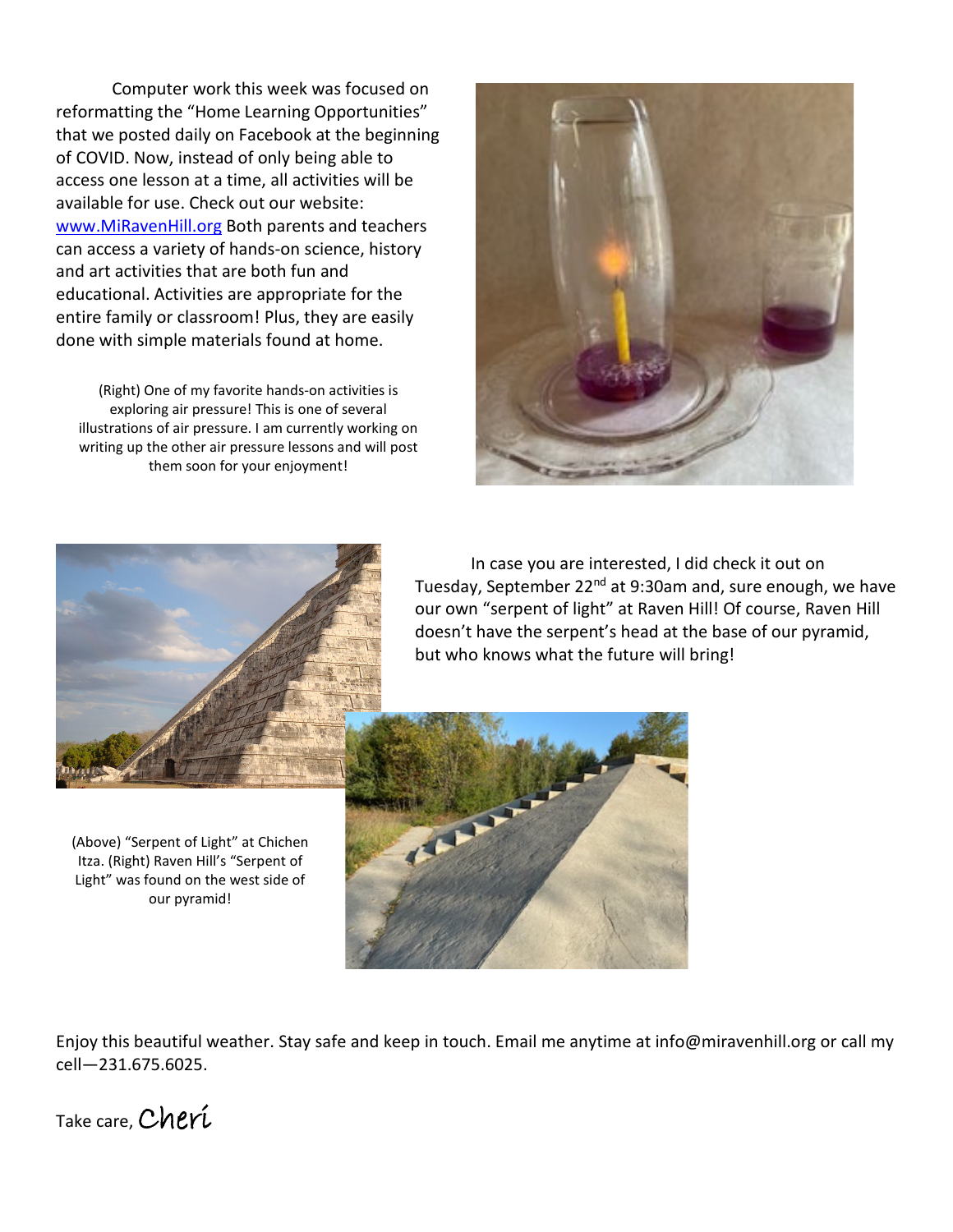Computer work this week was focused on reformatting the "Home Learning Opportunities" that we posted daily on Facebook at the beginning of COVID. Now, instead of only being able to access one lesson at a time, all activities will be available for use. Check out our website: [www.MiRavenHill.org](http://www.MiRavenHill.org) Both parents and teachers can access a variety of hands-on science, history and art activities that are both fun and educational. Activities are appropriate for the entire family or classroom! Plus, they are easily done with simple materials found at home.

(Right) One of my favorite hands-on activities is exploring air pressure! This is one of several illustrations of air pressure. I am currently working on writing up the other air pressure lessons and will post them soon for your enjoyment!

In case you are interested, I did check it out on Tuesday, September 22nd at 9:30am and, sure enough, we have our own "serpent of light" at Raven Hill! Of course, Raven Hill doesn't have the serpent's head at the base of our pyramid, but who knows what the future will bring!

(Above) "Serpent of Light" at Chichen Itza. (Right) Raven Hill's "Serpent of Light" was found on the west side of our pyramid!

Enjoy this beautiful weather. Stay safe and keep in touch. Email me anytime at info@miravenhill.org or call my cell—231.675.6025.

Take care, Cheri